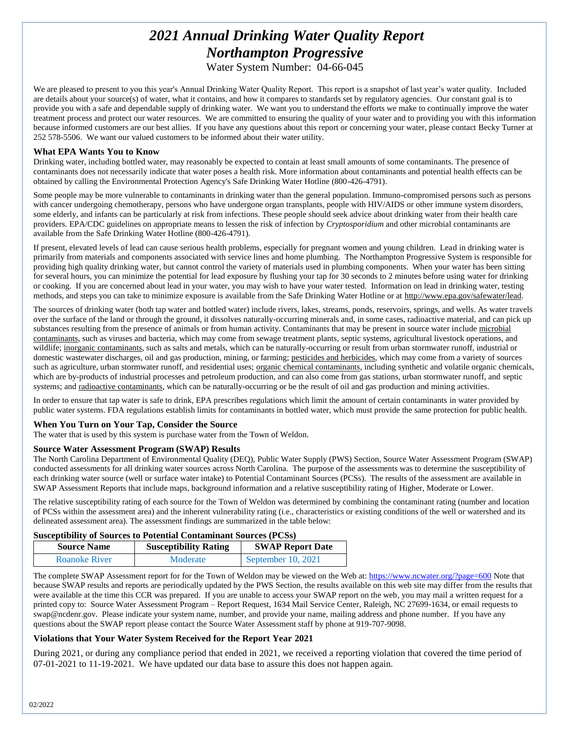# *2021 Annual Drinking Water Quality Report*
# *Northampton Progressive*

Water System Number: 04-66-045

We are pleased to present to you this year's Annual Drinking Water Quality Report. This report is a snapshot of last year's water quality. Included are details about your source(s) of water, what it contains, and how it compares to standards set by regulatory agencies. Our constant goal is to provide you with a safe and dependable supply of drinking water. We want you to understand the efforts we make to continually improve the water treatment process and protect our water resources. We are committed to ensuring the quality of your water and to providing you with this information because informed customers are our best allies. If you have any questions about this report or concerning your water, please contact Becky Turner at 252 578-5506. We want our valued customers to be informed about their water utility.

### What EPA Wants You to Know

Drinking water, including bottled water, may reasonably be expected to contain at least small amounts of some contaminants. The presence of contaminants does not necessarily indicate that water poses a health risk. More information about contaminants and potential health effects can be obtained by calling the Environmental Protection Agency's Safe Drinking Water Hotline (800-426-4791).

Some people may be more vulnerable to contaminants in drinking water than the general population. Immuno-compromised persons such as persons with cancer undergoing chemotherapy, persons who have undergone organ transplants, people with HIV/AIDS or other immune system disorders, some elderly, and infants can be particularly at risk from infections. These people should seek advice about drinking water from their health care providers. EPA/CDC guidelines on appropriate means to lessen the risk of infection by *Cryptosporidium* and other microbial contaminants are available from the Safe Drinking Water Hotline (800-426-4791).

If present, elevated levels of lead can cause serious health problems, especially for pregnant women and young children. Lead in drinking water is primarily from materials and components associated with service lines and home plumbing. The Northampton Progressive System is responsible for providing high quality drinking water, but cannot control the variety of materials used in plumbing components. When your water has been sitting for several hours, you can minimize the potential for lead exposure by flushing your tap for 30 seconds to 2 minutes before using water for drinking or cooking. If you are concerned about lead in your water, you may wish to have your water tested. Information on lead in drinking water, testing methods, and steps you can take to minimize exposure is available from the Safe Drinking Water Hotline or at http://www.epa.gov/safewater/lead.

The sources of drinking water (both tap water and bottled water) include rivers, lakes, streams, ponds, reservoirs, springs, and wells. As water travels over the surface of the land or through the ground, it dissolves naturally-occurring minerals and, in some cases, radioactive material, and can pick up substances resulting from the presence of animals or from human activity. Contaminants that may be present in source water include microbial contaminants, such as viruses and bacteria, which may come from sewage treatment plants, septic systems, agricultural livestock operations, and wildlife; inorganic contaminants, such as salts and metals, which can be naturally-occurring or result from urban stormwater runoff, industrial or domestic wastewater discharges, oil and gas production, mining, or farming; pesticides and herbicides, which may come from a variety of sources such as agriculture, urban stormwater runoff, and residential uses; organic chemical contaminants, including synthetic and volatile organic chemicals, which are by-products of industrial processes and petroleum production, and can also come from gas stations, urban stormwater runoff, and septic systems; and radioactive contaminants, which can be naturally-occurring or be the result of oil and gas production and mining activities.

In order to ensure that tap water is safe to drink, EPA prescribes regulations which limit the amount of certain contaminants in water provided by public water systems. FDA regulations establish limits for contaminants in bottled water, which must provide the same protection for public health.

### When You Turn on Your Tap, Consider the Source

The water that is used by this system is purchase water from the Town of Weldon.

### Source Water Assessment Program (SWAP) Results

The North Carolina Department of Environmental Quality (DEQ), Public Water Supply (PWS) Section, Source Water Assessment Program (SWAP) conducted assessments for all drinking water sources across North Carolina. The purpose of the assessments was to determine the susceptibility of each drinking water source (well or surface water intake) to Potential Contaminant Sources (PCSs). The results of the assessment are available in SWAP Assessment Reports that include maps, background information and a relative susceptibility rating of Higher, Moderate or Lower.

The relative susceptibility rating of each source for the Town of Weldon was determined by combining the contaminant rating (number and location of PCSs within the assessment area) and the inherent vulnerability rating (i.e., characteristics or existing conditions of the well or watershed and its delineated assessment area). The assessment findings are summarized in the table below:

**Susceptibility of Sources to Potential Contaminant Sources (PCSs)**

| Source Name | Susceptibility Rating | SWAP Report Date |
|---|---|---|
| Roanoke River | Moderate | September 10, 2021 |

The complete SWAP Assessment report for for the Town of Weldon may be viewed on the Web at: https://www.ncwater.org/?page=600 Note that because SWAP results and reports are periodically updated by the PWS Section, the results available on this web site may differ from the results that were available at the time this CCR was prepared. If you are unable to access your SWAP report on the web, you may mail a written request for a printed copy to: Source Water Assessment Program – Report Request, 1634 Mail Service Center, Raleigh, NC 27699-1634, or email requests to swap@ncdenr.gov. Please indicate your system name, number, and provide your name, mailing address and phone number. If you have any questions about the SWAP report please contact the Source Water Assessment staff by phone at 919-707-9098.

### Violations that Your Water System Received for the Report Year 2021

During 2021, or during any compliance period that ended in 2021, we received a reporting violation that covered the time period of 07-01-2021 to 11-19-2021. We have updated our data base to assure this does not happen again.

02/2022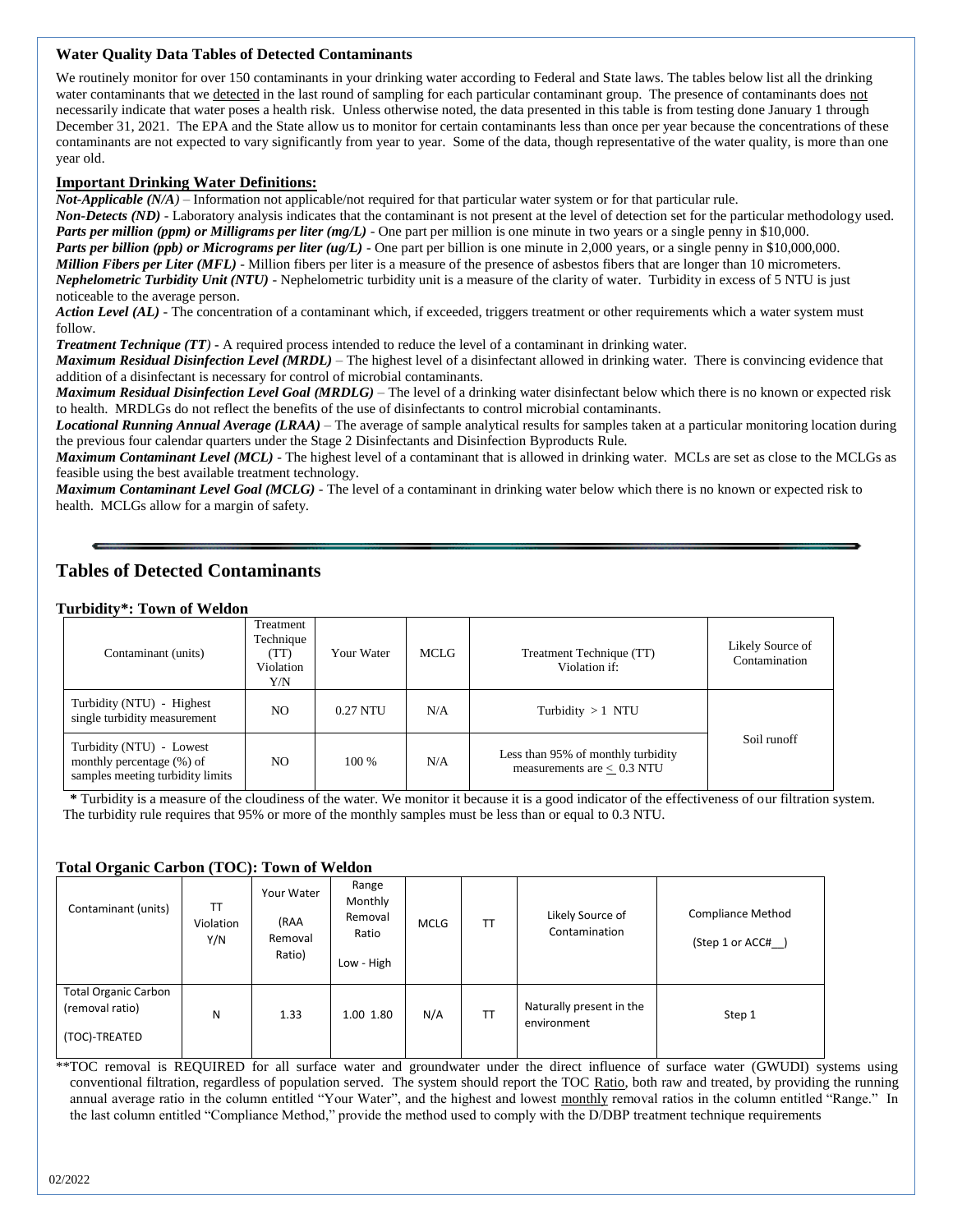### Water Quality Data Tables of Detected Contaminants

We routinely monitor for over 150 contaminants in your drinking water according to Federal and State laws. The tables below list all the drinking water contaminants that we detected in the last round of sampling for each particular contaminant group. The presence of contaminants does not necessarily indicate that water poses a health risk. Unless otherwise noted, the data presented in this table is from testing done January 1 through December 31, 2021. The EPA and the State allow us to monitor for certain contaminants less than once per year because the concentrations of these contaminants are not expected to vary significantly from year to year. Some of the data, though representative of the water quality, is more than one year old.

#### Important Drinking Water Definitions:

***Not-Applicable (N/A)*** – Information not applicable/not required for that particular water system or for that particular rule.
***Non-Detects (ND)*** - Laboratory analysis indicates that the contaminant is not present at the level of detection set for the particular methodology used.
***Parts per million (ppm) or Milligrams per liter (mg/L)*** - One part per million is one minute in two years or a single penny in $10,000.
***Parts per billion (ppb) or Micrograms per liter (ug/L)*** - One part per billion is one minute in 2,000 years, or a single penny in $10,000,000.
***Million Fibers per Liter (MFL)*** - Million fibers per liter is a measure of the presence of asbestos fibers that are longer than 10 micrometers.
***Nephelometric Turbidity Unit (NTU)*** - Nephelometric turbidity unit is a measure of the clarity of water. Turbidity in excess of 5 NTU is just noticeable to the average person.
***Action Level (AL)*** - The concentration of a contaminant which, if exceeded, triggers treatment or other requirements which a water system must follow.
***Treatment Technique (TT)*** - A required process intended to reduce the level of a contaminant in drinking water.
***Maximum Residual Disinfection Level (MRDL)*** – The highest level of a disinfectant allowed in drinking water. There is convincing evidence that addition of a disinfectant is necessary for control of microbial contaminants.
***Maximum Residual Disinfection Level Goal (MRDLG)*** – The level of a drinking water disinfectant below which there is no known or expected risk to health. MRDLGs do not reflect the benefits of the use of disinfectants to control microbial contaminants.
***Locational Running Annual Average (LRAA)*** – The average of sample analytical results for samples taken at a particular monitoring location during the previous four calendar quarters under the Stage 2 Disinfectants and Disinfection Byproducts Rule.
***Maximum Contaminant Level (MCL)*** - The highest level of a contaminant that is allowed in drinking water. MCLs are set as close to the MCLGs as feasible using the best available treatment technology.
***Maximum Contaminant Level Goal (MCLG)*** - The level of a contaminant in drinking water below which there is no known or expected risk to health. MCLGs allow for a margin of safety.

## Tables of Detected Contaminants

#### Turbidity*: Town of Weldon

| Contaminant (units) | Treatment Technique (TT) Violation Y/N | Your Water | MCLG | Treatment Technique (TT) Violation if: | Likely Source of Contamination |
|---|---|---|---|---|---|
| Turbidity (NTU) - Highest single turbidity measurement | NO | 0.27 NTU | N/A | Turbidity > 1 NTU | Soil runoff |
| Turbidity (NTU) - Lowest monthly percentage (%) of samples meeting turbidity limits | NO | 100 % | N/A | Less than 95% of monthly turbidity measurements are ≤ 0.3 NTU | |

**\*** Turbidity is a measure of the cloudiness of the water. We monitor it because it is a good indicator of the effectiveness of our filtration system. The turbidity rule requires that 95% or more of the monthly samples must be less than or equal to 0.3 NTU.

#### Total Organic Carbon (TOC): Town of Weldon

| Contaminant (units) | TT Violation Y/N | Your Water (RAA Removal Ratio) | Range Monthly Removal Ratio Low - High | MCLG | TT | Likely Source of Contamination | Compliance Method (Step 1 or ACC#__) |
|---|---|---|---|---|---|---|---|
| Total Organic Carbon (removal ratio) (TOC)-TREATED | N | 1.33 | 1.00 1.80 | N/A | TT | Naturally present in the environment | Step 1 |

**TOC removal is REQUIRED for all surface water and groundwater under the direct influence of surface water (GWUDI) systems using conventional filtration, regardless of population served. The system should report the TOC Ratio, both raw and treated, by providing the running annual average ratio in the column entitled "Your Water", and the highest and lowest monthly removal ratios in the column entitled "Range." In the last column entitled "Compliance Method," provide the method used to comply with the D/DBP treatment technique requirements

02/2022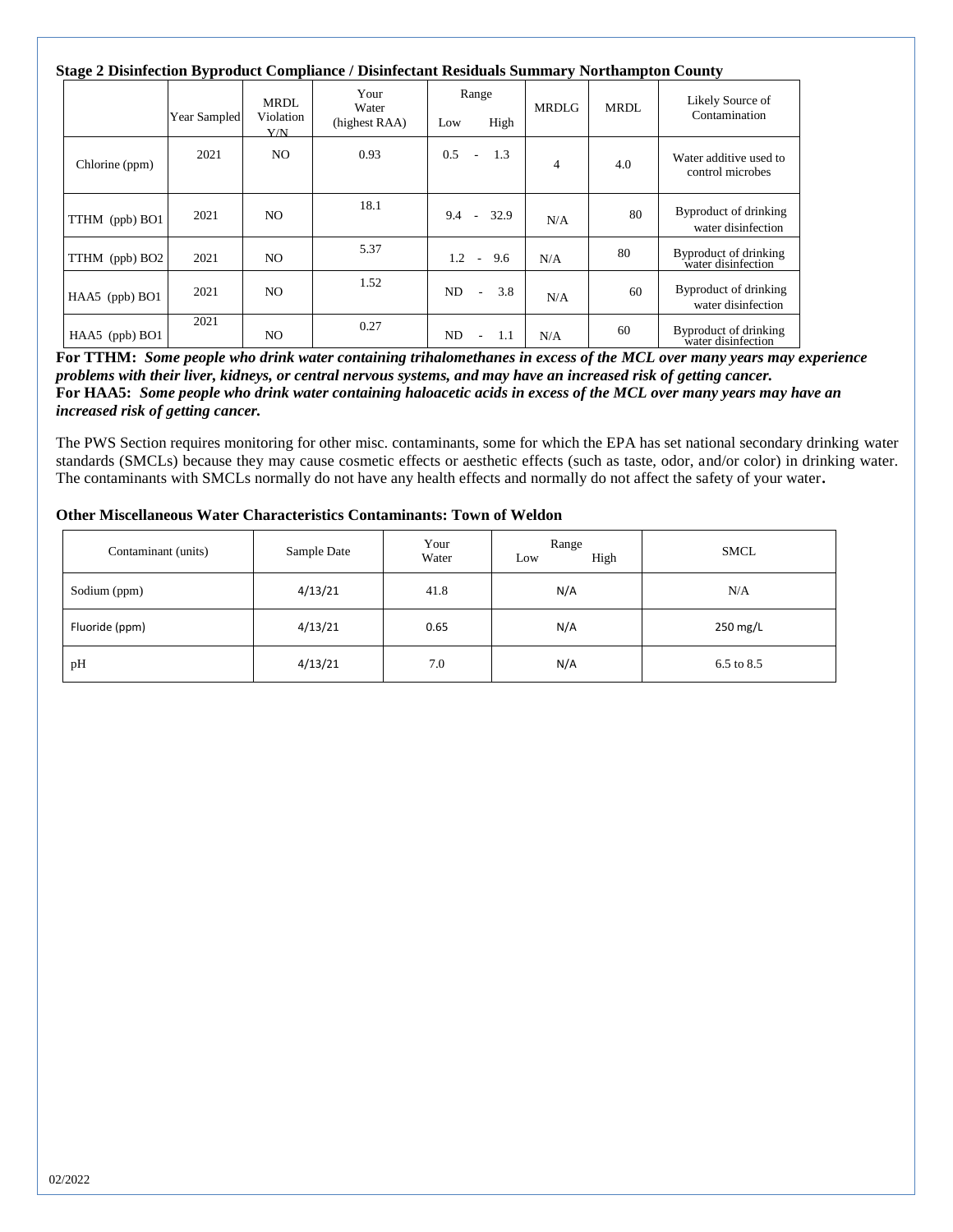**Stage 2 Disinfection Byproduct Compliance / Disinfectant Residuals Summary Northampton County**

| | Year Sampled | MRDL Violation Y/N | Your Water (highest RAA) | Range Low - High | MRDLG | MRDL | Likely Source of Contamination |
|---|---|---|---|---|---|---|---|
| Chlorine (ppm) | 2021 | NO | 0.93 | 0.5 - 1.3 | 4 | 4.0 | Water additive used to control microbes |
| TTHM (ppb) BO1 | 2021 | NO | 18.1 | 9.4 - 32.9 | N/A | 80 | Byproduct of drinking water disinfection |
| TTHM (ppb) BO2 | 2021 | NO | 5.37 | 1.2 - 9.6 | N/A | 80 | Byproduct of drinking water disinfection |
| HAA5 (ppb) BO1 | 2021 | NO | 1.52 | ND - 3.8 | N/A | 60 | Byproduct of drinking water disinfection |
| HAA5 (ppb) BO1 | 2021 | NO | 0.27 | ND - 1.1 | N/A | 60 | Byproduct of drinking water disinfection |

**For TTHM:** ***Some people who drink water containing trihalomethanes in excess of the MCL over many years may experience problems with their liver, kidneys, or central nervous systems, and may have an increased risk of getting cancer.***
**For HAA5:** ***Some people who drink water containing haloacetic acids in excess of the MCL over many years may have an increased risk of getting cancer.***

The PWS Section requires monitoring for other misc. contaminants, some for which the EPA has set national secondary drinking water standards (SMCLs) because they may cause cosmetic effects or aesthetic effects (such as taste, odor, and/or color) in drinking water. The contaminants with SMCLs normally do not have any health effects and normally do not affect the safety of your water.

**Other Miscellaneous Water Characteristics Contaminants: Town of Weldon**

| Contaminant (units) | Sample Date | Your Water | Range Low High | SMCL |
|---|---|---|---|---|
| Sodium (ppm) | 4/13/21 | 41.8 | N/A | N/A |
| Fluoride (ppm) | 4/13/21 | 0.65 | N/A | 250 mg/L |
| pH | 4/13/21 | 7.0 | N/A | 6.5 to 8.5 |

02/2022